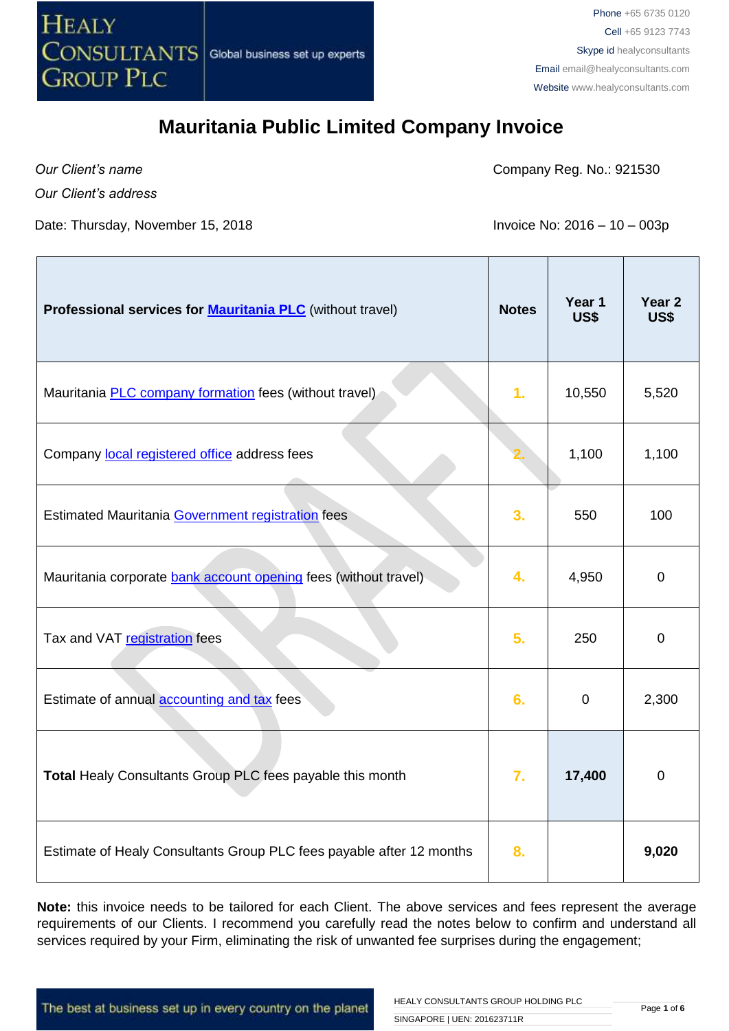# Mauritania Public Limited Company Invoice

*Our Client's name*

*Our Client's address*

Company Reg. No.: 921530

Date: Thursday, November 15, 2018

Invoice No: 2016 – 10 – 003p

| **Professional services for Mauritania PLC** (without travel) | **Notes** | **Year 1 US$** | **Year 2 US$** |
|---|---|---|---|
| Mauritania PLC company formation fees (without travel) | 1. | 10,550 | 5,520 |
| Company local registered office address fees | 2. | 1,100 | 1,100 |
| Estimated Mauritania Government registration fees | 3. | 550 | 100 |
| Mauritania corporate bank account opening fees (without travel) | 4. | 4,950 | 0 |
| Tax and VAT registration fees | 5. | 250 | 0 |
| Estimate of annual accounting and tax fees | 6. | 0 | 2,300 |
| **Total** Healy Consultants Group PLC fees payable this month | 7. | **17,400** | 0 |
| Estimate of Healy Consultants Group PLC fees payable after 12 months | 8. | | **9,020** |

**Note:** this invoice needs to be tailored for each Client. The above services and fees represent the average requirements of our Clients. I recommend you carefully read the notes below to confirm and understand all services required by your Firm, eliminating the risk of unwanted fee surprises during the engagement;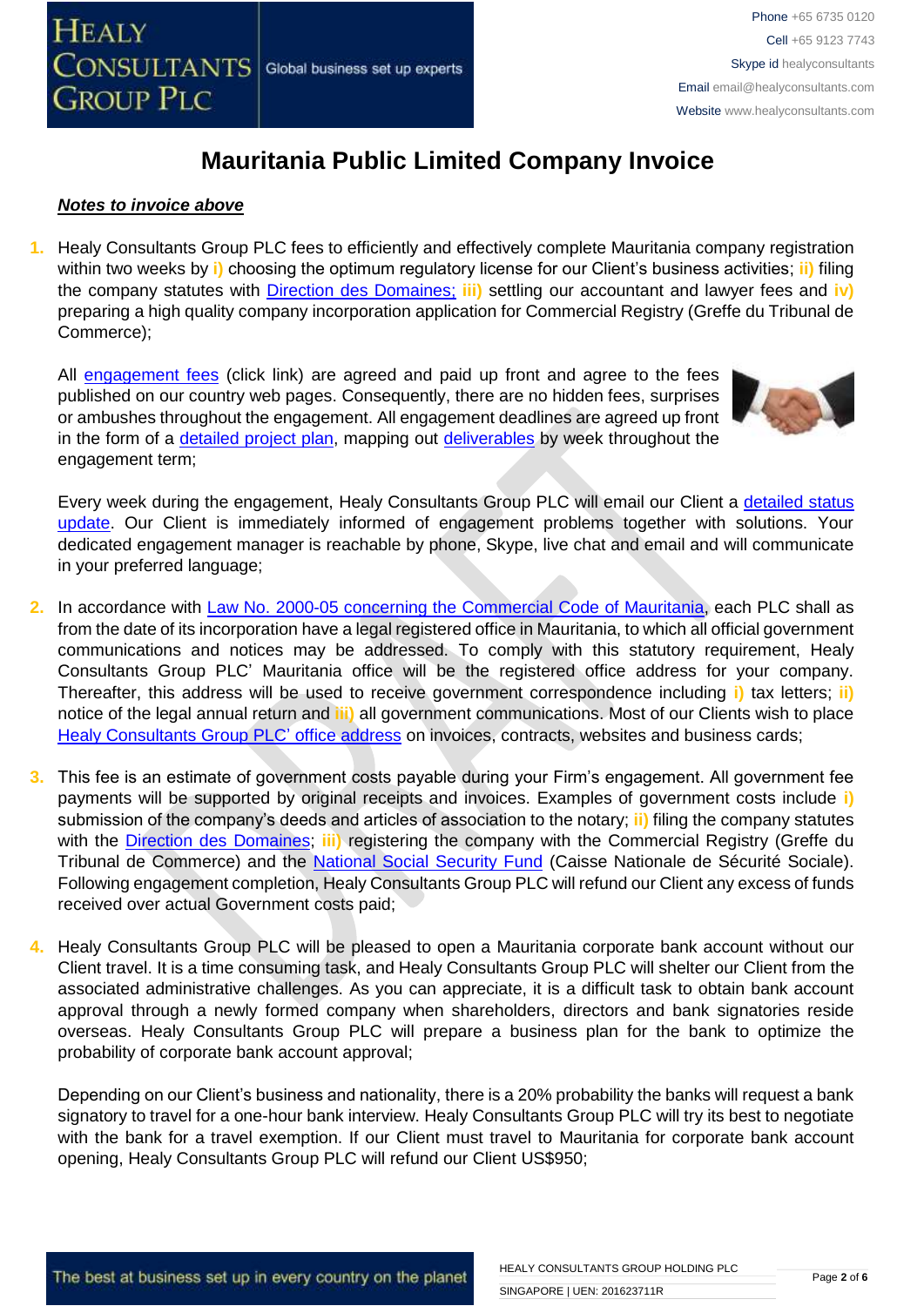# Mauritania Public Limited Company Invoice

***Notes to invoice above***

1. Healy Consultants Group PLC fees to efficiently and effectively complete Mauritania company registration within two weeks by **i)** choosing the optimum regulatory license for our Client's business activities; **ii)** filing the company statutes with Direction des Domaines; **iii)** settling our accountant and lawyer fees and **iv)** preparing a high quality company incorporation application for Commercial Registry (Greffe du Tribunal de Commerce);

   All engagement fees (click link) are agreed and paid up front and agree to the fees published on our country web pages. Consequently, there are no hidden fees, surprises or ambushes throughout the engagement. All engagement deadlines are agreed up front in the form of a detailed project plan, mapping out deliverables by week throughout the engagement term;

   Every week during the engagement, Healy Consultants Group PLC will email our Client a detailed status update. Our Client is immediately informed of engagement problems together with solutions. Your dedicated engagement manager is reachable by phone, Skype, live chat and email and will communicate in your preferred language;

2. In accordance with Law No. 2000-05 concerning the Commercial Code of Mauritania, each PLC shall as from the date of its incorporation have a legal registered office in Mauritania, to which all official government communications and notices may be addressed. To comply with this statutory requirement, Healy Consultants Group PLC' Mauritania office will be the registered office address for your company. Thereafter, this address will be used to receive government correspondence including **i)** tax letters; **ii)** notice of the legal annual return and **iii)** all government communications. Most of our Clients wish to place Healy Consultants Group PLC' office address on invoices, contracts, websites and business cards;

3. This fee is an estimate of government costs payable during your Firm's engagement. All government fee payments will be supported by original receipts and invoices. Examples of government costs include **i)** submission of the company's deeds and articles of association to the notary; **ii)** filing the company statutes with the Direction des Domaines; **iii)** registering the company with the Commercial Registry (Greffe du Tribunal de Commerce) and the National Social Security Fund (Caisse Nationale de Sécurité Sociale). Following engagement completion, Healy Consultants Group PLC will refund our Client any excess of funds received over actual Government costs paid;

4. Healy Consultants Group PLC will be pleased to open a Mauritania corporate bank account without our Client travel. It is a time consuming task, and Healy Consultants Group PLC will shelter our Client from the associated administrative challenges. As you can appreciate, it is a difficult task to obtain bank account approval through a newly formed company when shareholders, directors and bank signatories reside overseas. Healy Consultants Group PLC will prepare a business plan for the bank to optimize the probability of corporate bank account approval;

   Depending on our Client's business and nationality, there is a 20% probability the banks will request a bank signatory to travel for a one-hour bank interview. Healy Consultants Group PLC will try its best to negotiate with the bank for a travel exemption. If our Client must travel to Mauritania for corporate bank account opening, Healy Consultants Group PLC will refund our Client US$950;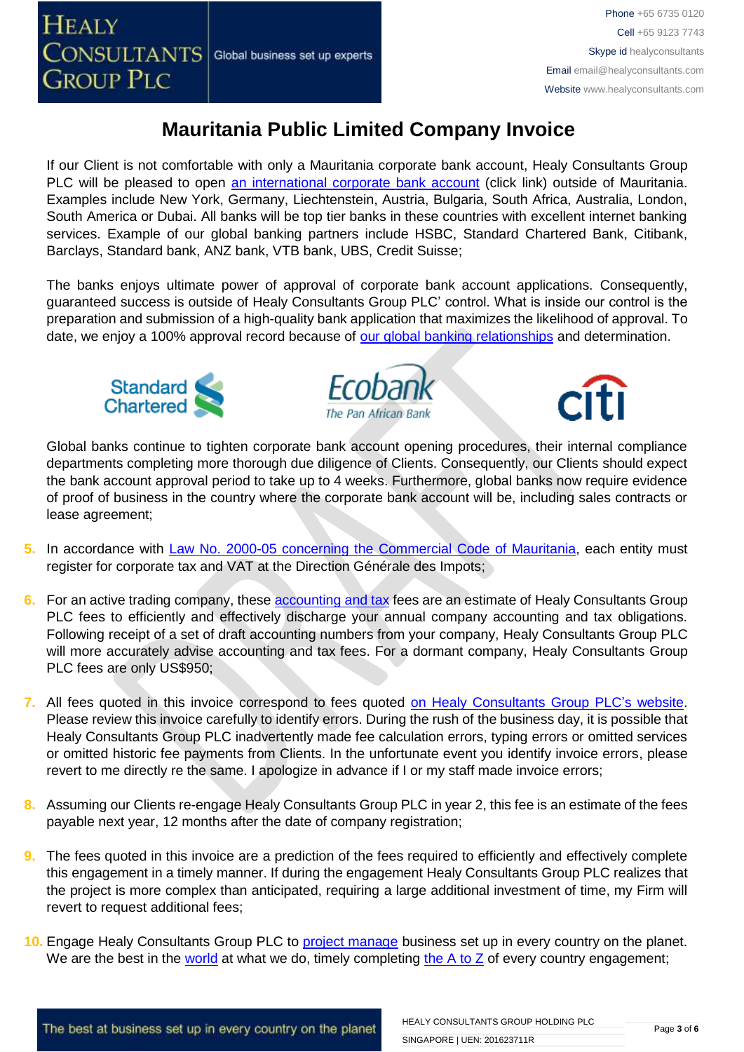# Mauritania Public Limited Company Invoice

If our Client is not comfortable with only a Mauritania corporate bank account, Healy Consultants Group PLC will be pleased to open an international corporate bank account (click link) outside of Mauritania. Examples include New York, Germany, Liechtenstein, Austria, Bulgaria, South Africa, Australia, London, South America or Dubai. All banks will be top tier banks in these countries with excellent internet banking services. Example of our global banking partners include HSBC, Standard Chartered Bank, Citibank, Barclays, Standard bank, ANZ bank, VTB bank, UBS, Credit Suisse;

The banks enjoys ultimate power of approval of corporate bank account applications. Consequently, guaranteed success is outside of Healy Consultants Group PLC' control. What is inside our control is the preparation and submission of a high-quality bank application that maximizes the likelihood of approval. To date, we enjoy a 100% approval record because of our global banking relationships and determination.

Global banks continue to tighten corporate bank account opening procedures, their internal compliance departments completing more thorough due diligence of Clients. Consequently, our Clients should expect the bank account approval period to take up to 4 weeks. Furthermore, global banks now require evidence of proof of business in the country where the corporate bank account will be, including sales contracts or lease agreement;

5. In accordance with Law No. 2000-05 concerning the Commercial Code of Mauritania, each entity must register for corporate tax and VAT at the Direction Générale des Impots;

6. For an active trading company, these accounting and tax fees are an estimate of Healy Consultants Group PLC fees to efficiently and effectively discharge your annual company accounting and tax obligations. Following receipt of a set of draft accounting numbers from your company, Healy Consultants Group PLC will more accurately advise accounting and tax fees. For a dormant company, Healy Consultants Group PLC fees are only US$950;

7. All fees quoted in this invoice correspond to fees quoted on Healy Consultants Group PLC's website. Please review this invoice carefully to identify errors. During the rush of the business day, it is possible that Healy Consultants Group PLC inadvertently made fee calculation errors, typing errors or omitted services or omitted historic fee payments from Clients. In the unfortunate event you identify invoice errors, please revert to me directly re the same. I apologize in advance if I or my staff made invoice errors;

8. Assuming our Clients re-engage Healy Consultants Group PLC in year 2, this fee is an estimate of the fees payable next year, 12 months after the date of company registration;

9. The fees quoted in this invoice are a prediction of the fees required to efficiently and effectively complete this engagement in a timely manner. If during the engagement Healy Consultants Group PLC realizes that the project is more complex than anticipated, requiring a large additional investment of time, my Firm will revert to request additional fees;

10. Engage Healy Consultants Group PLC to project manage business set up in every country on the planet. We are the best in the world at what we do, timely completing the A to Z of every country engagement;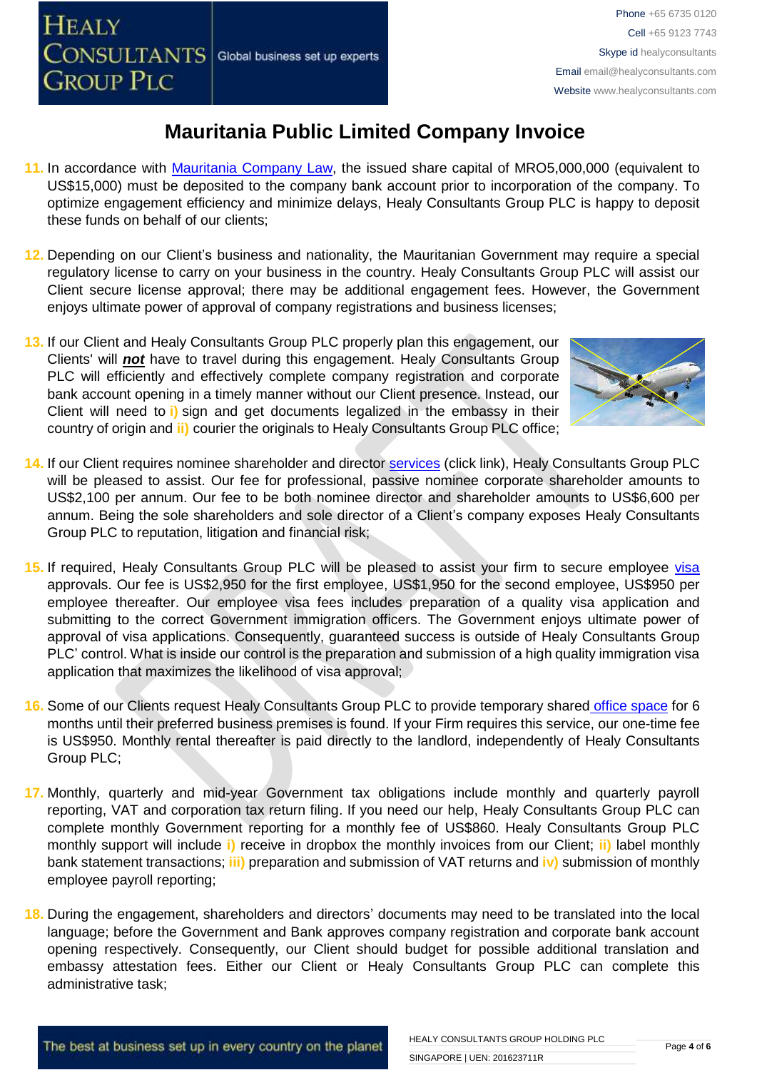# Mauritania Public Limited Company Invoice

11. In accordance with Mauritania Company Law, the issued share capital of MRO5,000,000 (equivalent to US$15,000) must be deposited to the company bank account prior to incorporation of the company. To optimize engagement efficiency and minimize delays, Healy Consultants Group PLC is happy to deposit these funds on behalf of our clients;

12. Depending on our Client's business and nationality, the Mauritanian Government may require a special regulatory license to carry on your business in the country. Healy Consultants Group PLC will assist our Client secure license approval; there may be additional engagement fees. However, the Government enjoys ultimate power of approval of company registrations and business licenses;

13. If our Client and Healy Consultants Group PLC properly plan this engagement, our Clients' will ***not*** have to travel during this engagement. Healy Consultants Group PLC will efficiently and effectively complete company registration and corporate bank account opening in a timely manner without our Client presence. Instead, our Client will need to **i)** sign and get documents legalized in the embassy in their country of origin and **ii)** courier the originals to Healy Consultants Group PLC office;

14. If our Client requires nominee shareholder and director services (click link), Healy Consultants Group PLC will be pleased to assist. Our fee for professional, passive nominee corporate shareholder amounts to US$2,100 per annum. Our fee to be both nominee director and shareholder amounts to US$6,600 per annum. Being the sole shareholders and sole director of a Client's company exposes Healy Consultants Group PLC to reputation, litigation and financial risk;

15. If required, Healy Consultants Group PLC will be pleased to assist your firm to secure employee visa approvals. Our fee is US$2,950 for the first employee, US$1,950 for the second employee, US$950 per employee thereafter. Our employee visa fees includes preparation of a quality visa application and submitting to the correct Government immigration officers. The Government enjoys ultimate power of approval of visa applications. Consequently, guaranteed success is outside of Healy Consultants Group PLC' control. What is inside our control is the preparation and submission of a high quality immigration visa application that maximizes the likelihood of visa approval;

16. Some of our Clients request Healy Consultants Group PLC to provide temporary shared office space for 6 months until their preferred business premises is found. If your Firm requires this service, our one-time fee is US$950. Monthly rental thereafter is paid directly to the landlord, independently of Healy Consultants Group PLC;

17. Monthly, quarterly and mid-year Government tax obligations include monthly and quarterly payroll reporting, VAT and corporation tax return filing. If you need our help, Healy Consultants Group PLC can complete monthly Government reporting for a monthly fee of US$860. Healy Consultants Group PLC monthly support will include **i)** receive in dropbox the monthly invoices from our Client; **ii)** label monthly bank statement transactions; **iii)** preparation and submission of VAT returns and **iv)** submission of monthly employee payroll reporting;

18. During the engagement, shareholders and directors' documents may need to be translated into the local language; before the Government and Bank approves company registration and corporate bank account opening respectively. Consequently, our Client should budget for possible additional translation and embassy attestation fees. Either our Client or Healy Consultants Group PLC can complete this administrative task;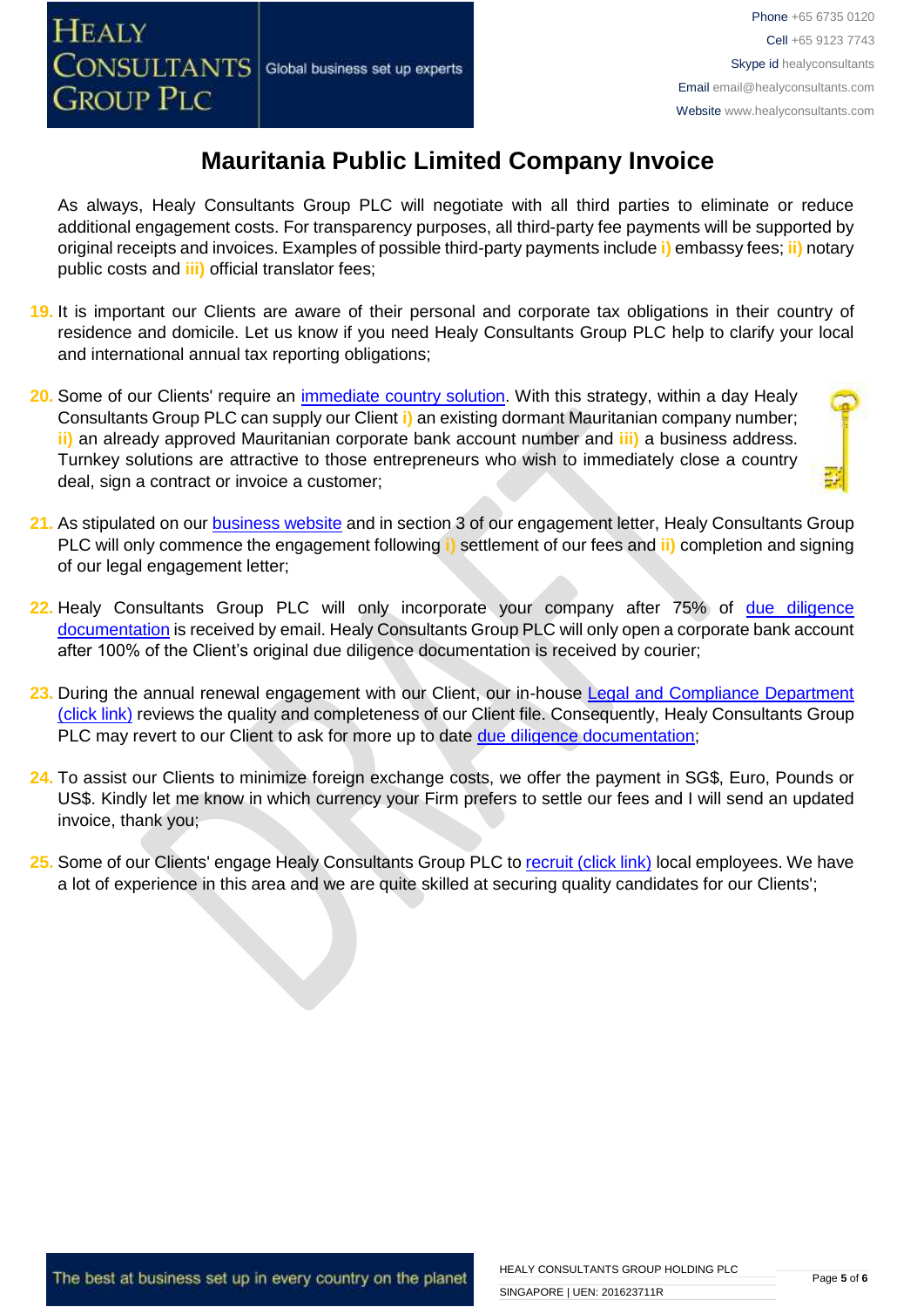# Mauritania Public Limited Company Invoice

As always, Healy Consultants Group PLC will negotiate with all third parties to eliminate or reduce additional engagement costs. For transparency purposes, all third-party fee payments will be supported by original receipts and invoices. Examples of possible third-party payments include **i)** embassy fees; **ii)** notary public costs and **iii)** official translator fees;

19. It is important our Clients are aware of their personal and corporate tax obligations in their country of residence and domicile. Let us know if you need Healy Consultants Group PLC help to clarify your local and international annual tax reporting obligations;

20. Some of our Clients' require an immediate country solution. With this strategy, within a day Healy Consultants Group PLC can supply our Client **i)** an existing dormant Mauritanian company number; **ii)** an already approved Mauritanian corporate bank account number and **iii)** a business address. Turnkey solutions are attractive to those entrepreneurs who wish to immediately close a country deal, sign a contract or invoice a customer;

21. As stipulated on our business website and in section 3 of our engagement letter, Healy Consultants Group PLC will only commence the engagement following **i)** settlement of our fees and **ii)** completion and signing of our legal engagement letter;

22. Healy Consultants Group PLC will only incorporate your company after 75% of due diligence documentation is received by email. Healy Consultants Group PLC will only open a corporate bank account after 100% of the Client's original due diligence documentation is received by courier;

23. During the annual renewal engagement with our Client, our in-house Legal and Compliance Department (click link) reviews the quality and completeness of our Client file. Consequently, Healy Consultants Group PLC may revert to our Client to ask for more up to date due diligence documentation;

24. To assist our Clients to minimize foreign exchange costs, we offer the payment in SG$, Euro, Pounds or US$. Kindly let me know in which currency your Firm prefers to settle our fees and I will send an updated invoice, thank you;

25. Some of our Clients' engage Healy Consultants Group PLC to recruit (click link) local employees. We have a lot of experience in this area and we are quite skilled at securing quality candidates for our Clients';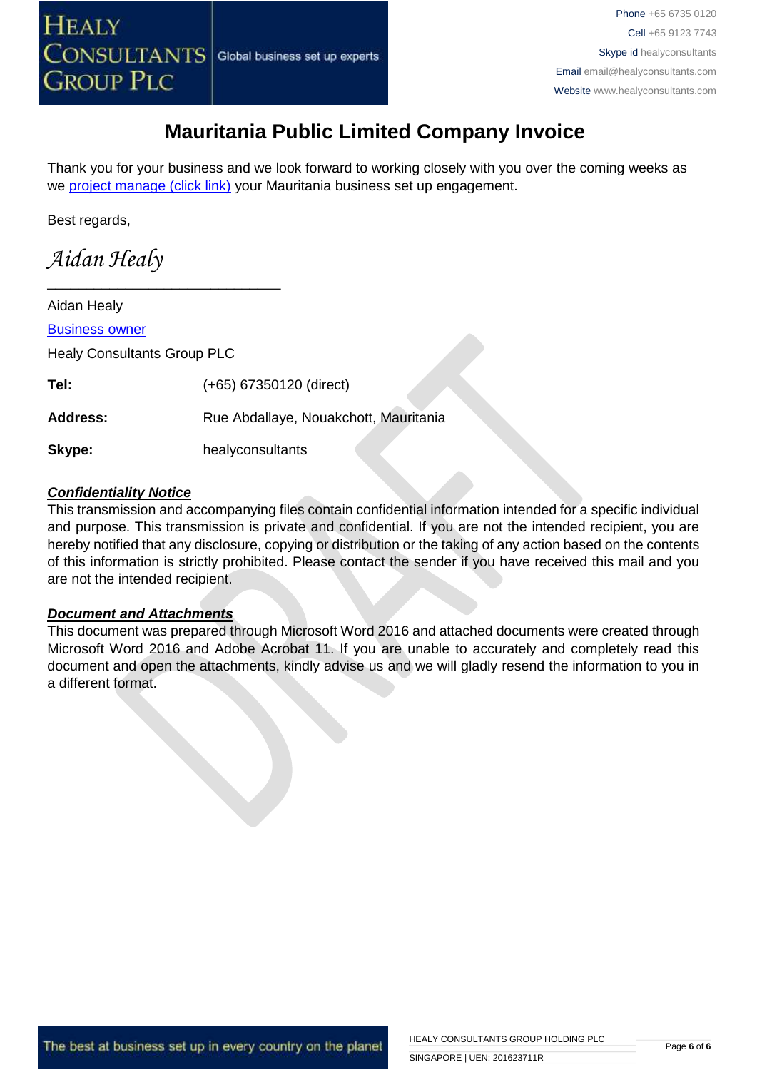# Mauritania Public Limited Company Invoice

Thank you for your business and we look forward to working closely with you over the coming weeks as we project manage (click link) your Mauritania business set up engagement.

Best regards,

*Aidan Healy*

______________________________

Aidan Healy

Business owner

Healy Consultants Group PLC

| | |
|---|---|
| **Tel:** | (+65) 67350120 (direct) |
| **Address:** | Rue Abdallaye, Nouakchott, Mauritania |
| **Skype:** | healyconsultants |

***Confidentiality Notice***

This transmission and accompanying files contain confidential information intended for a specific individual and purpose. This transmission is private and confidential. If you are not the intended recipient, you are hereby notified that any disclosure, copying or distribution or the taking of any action based on the contents of this information is strictly prohibited. Please contact the sender if you have received this mail and you are not the intended recipient.

***Document and Attachments***

This document was prepared through Microsoft Word 2016 and attached documents were created through Microsoft Word 2016 and Adobe Acrobat 11. If you are unable to accurately and completely read this document and open the attachments, kindly advise us and we will gladly resend the information to you in a different format.